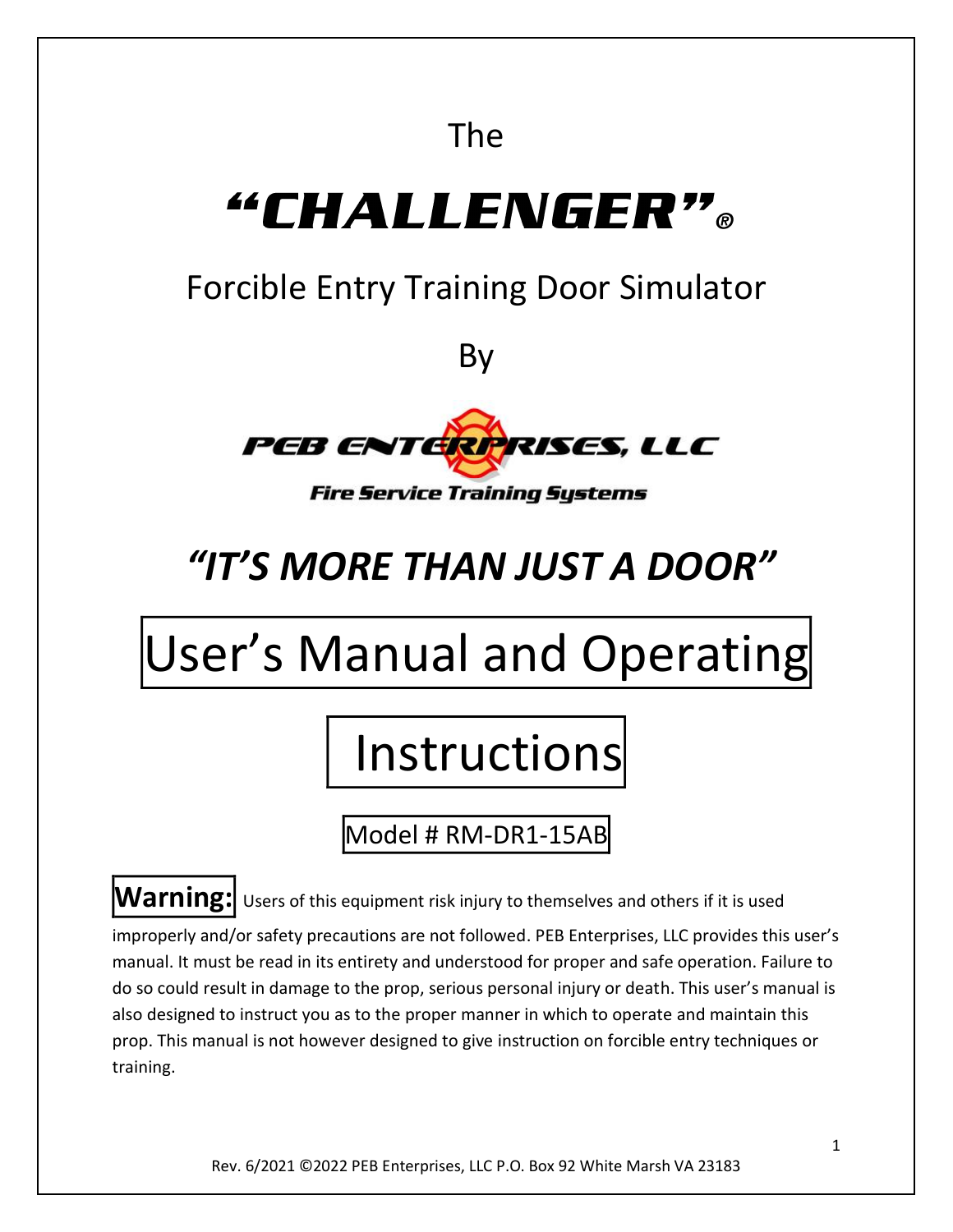The

# "CHALLENGER"®

## Forcible Entry Training Door Simulator

By

PEB ENTERPRISES, LLC

Fire Service Training Systems

## *"IT'S MORE THAN JUST A DOOR"*

# User's Manual and Operating Instructions

Model # RM-DR1-15AB

**Warning:** Users of this equipment risk injury to themselves and others if it is used improperly and/or safety precautions are not followed. PEB Enterprises, LLC provides this user's manual. It must be read in its entirety and understood for proper and safe operation. Failure to do so could result in damage to the prop, serious personal injury or death. This user's manual is also designed to instruct you as to the proper manner in which to operate and maintain this prop. This manual is not however designed to give instruction on forcible entry techniques or training.

Rev. 6/2021 ©2022 PEB Enterprises, LLC P.O. Box 92 White Marsh VA 23183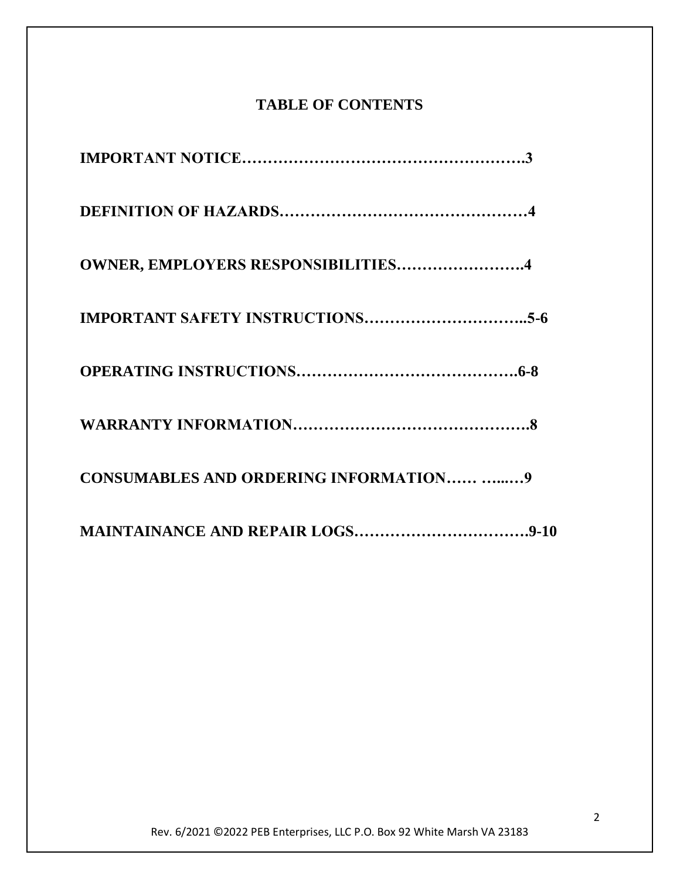# TABLE OF CONTENTS

**IMPORTANT NOTICE……………………………………………….3**

**DEFINITION OF HAZARDS…………………………………………4**

**OWNER, EMPLOYERS RESPONSIBILITIES…………………….4**

**IMPORTANT SAFETY INSTRUCTIONS…………………………..5-6**

**OPERATING INSTRUCTIONS…………………………………….6-8**

**WARRANTY INFORMATION……………………………………….8**

**CONSUMABLES AND ORDERING INFORMATION…… …..…9**

**MAINTAINANCE AND REPAIR LOGS…………………………….9-10**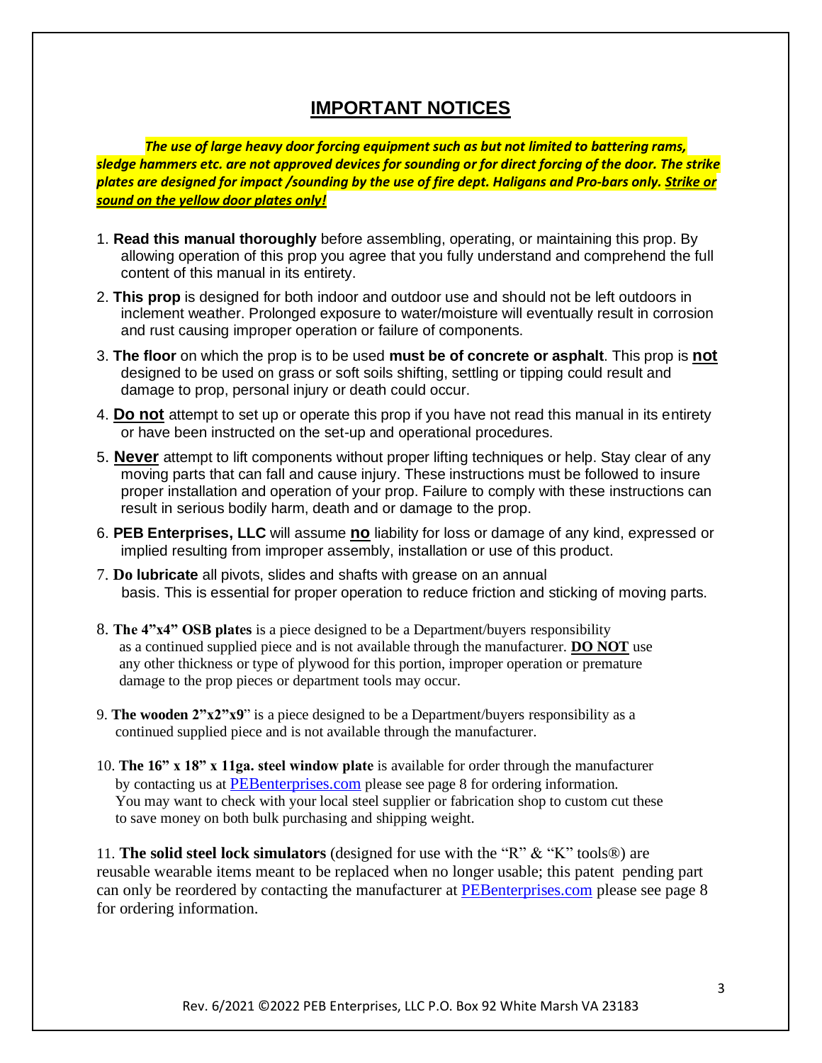# IMPORTANT NOTICES

***The use of large heavy door forcing equipment such as but not limited to battering rams, sledge hammers etc. are not approved devices for sounding or for direct forcing of the door. The strike plates are designed for impact /sounding by the use of fire dept. Haligans and Pro-bars only. Strike or sound on the yellow door plates only!***

1. **Read this manual thoroughly** before assembling, operating, or maintaining this prop. By allowing operation of this prop you agree that you fully understand and comprehend the full content of this manual in its entirety.
2. **This prop** is designed for both indoor and outdoor use and should not be left outdoors in inclement weather. Prolonged exposure to water/moisture will eventually result in corrosion and rust causing improper operation or failure of components.
3. **The floor** on which the prop is to be used **must be of concrete or asphalt**. This prop is **not** designed to be used on grass or soft soils shifting, settling or tipping could result and damage to prop, personal injury or death could occur.
4. **Do not** attempt to set up or operate this prop if you have not read this manual in its entirety or have been instructed on the set-up and operational procedures.
5. **Never** attempt to lift components without proper lifting techniques or help. Stay clear of any moving parts that can fall and cause injury. These instructions must be followed to insure proper installation and operation of your prop. Failure to comply with these instructions can result in serious bodily harm, death and or damage to the prop.
6. **PEB Enterprises, LLC** will assume **no** liability for loss or damage of any kind, expressed or implied resulting from improper assembly, installation or use of this product.
7. **Do lubricate** all pivots, slides and shafts with grease on an annual basis. This is essential for proper operation to reduce friction and sticking of moving parts.
8. **The 4"x4" OSB plates** is a piece designed to be a Department/buyers responsibility as a continued supplied piece and is not available through the manufacturer. **DO NOT** use any other thickness or type of plywood for this portion, improper operation or premature damage to the prop pieces or department tools may occur.
9. **The wooden 2"x2"x9**" is a piece designed to be a Department/buyers responsibility as a continued supplied piece and is not available through the manufacturer.
10. **The 16" x 18" x 11ga. steel window plate** is available for order through the manufacturer by contacting us at PEBenterprises.com please see page 8 for ordering information. You may want to check with your local steel supplier or fabrication shop to custom cut these to save money on both bulk purchasing and shipping weight.
11. **The solid steel lock simulators** (designed for use with the "R" & "K" tools®) are reusable wearable items meant to be replaced when no longer usable; this patent pending part can only be reordered by contacting the manufacturer at PEBenterprises.com please see page 8 for ordering information.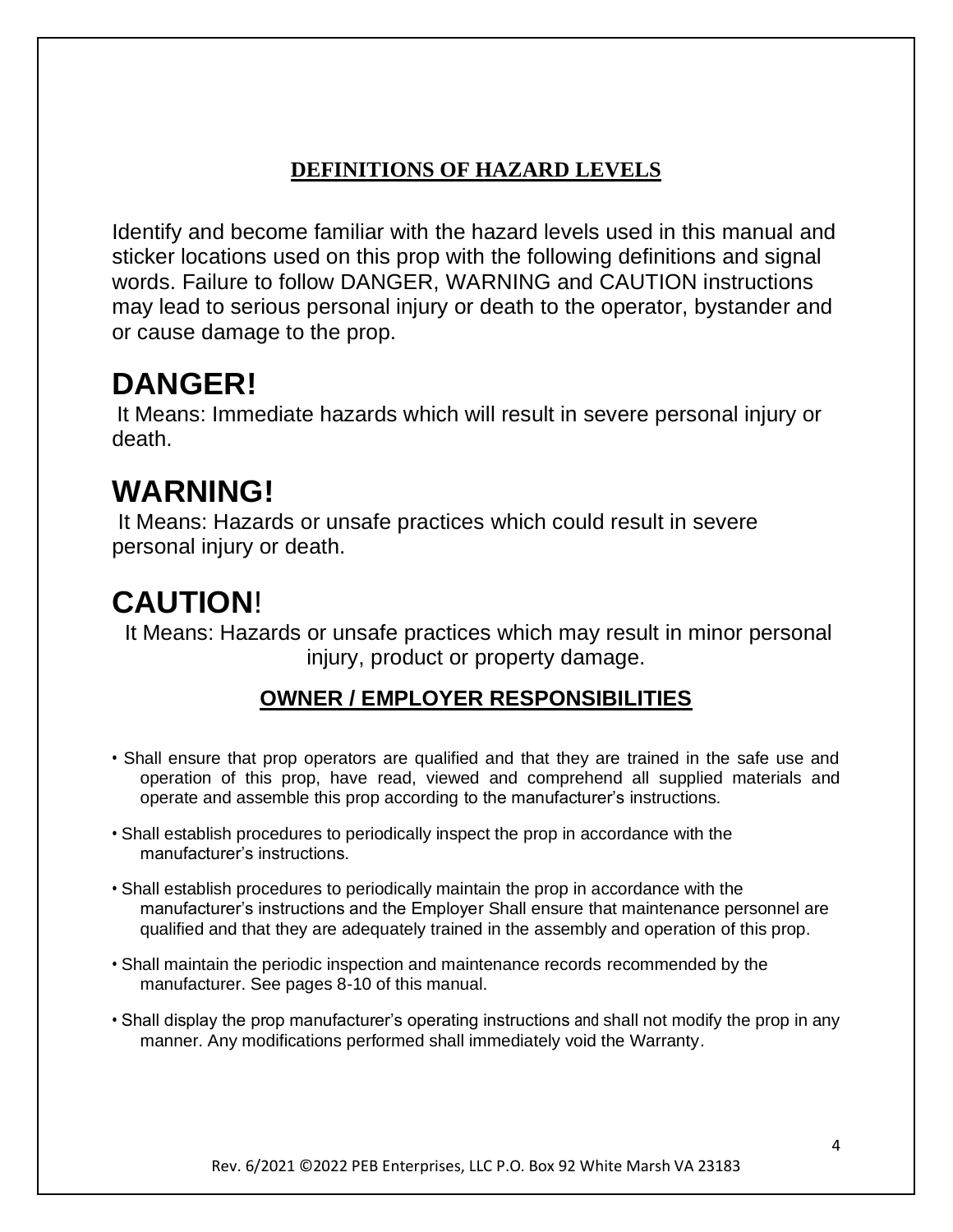## DEFINITIONS OF HAZARD LEVELS

Identify and become familiar with the hazard levels used in this manual and sticker locations used on this prop with the following definitions and signal words. Failure to follow DANGER, WARNING and CAUTION instructions may lead to serious personal injury or death to the operator, bystander and or cause damage to the prop.

# DANGER!

It Means: Immediate hazards which will result in severe personal injury or death.

# WARNING!

It Means: Hazards or unsafe practices which could result in severe personal injury or death.

# CAUTION!

It Means: Hazards or unsafe practices which may result in minor personal injury, product or property damage.

## OWNER / EMPLOYER RESPONSIBILITIES

- Shall ensure that prop operators are qualified and that they are trained in the safe use and operation of this prop, have read, viewed and comprehend all supplied materials and operate and assemble this prop according to the manufacturer's instructions.
- Shall establish procedures to periodically inspect the prop in accordance with the manufacturer's instructions.
- Shall establish procedures to periodically maintain the prop in accordance with the manufacturer's instructions and the Employer Shall ensure that maintenance personnel are qualified and that they are adequately trained in the assembly and operation of this prop.
- Shall maintain the periodic inspection and maintenance records recommended by the manufacturer. See pages 8-10 of this manual.
- Shall display the prop manufacturer's operating instructions and shall not modify the prop in any manner. Any modifications performed shall immediately void the Warranty.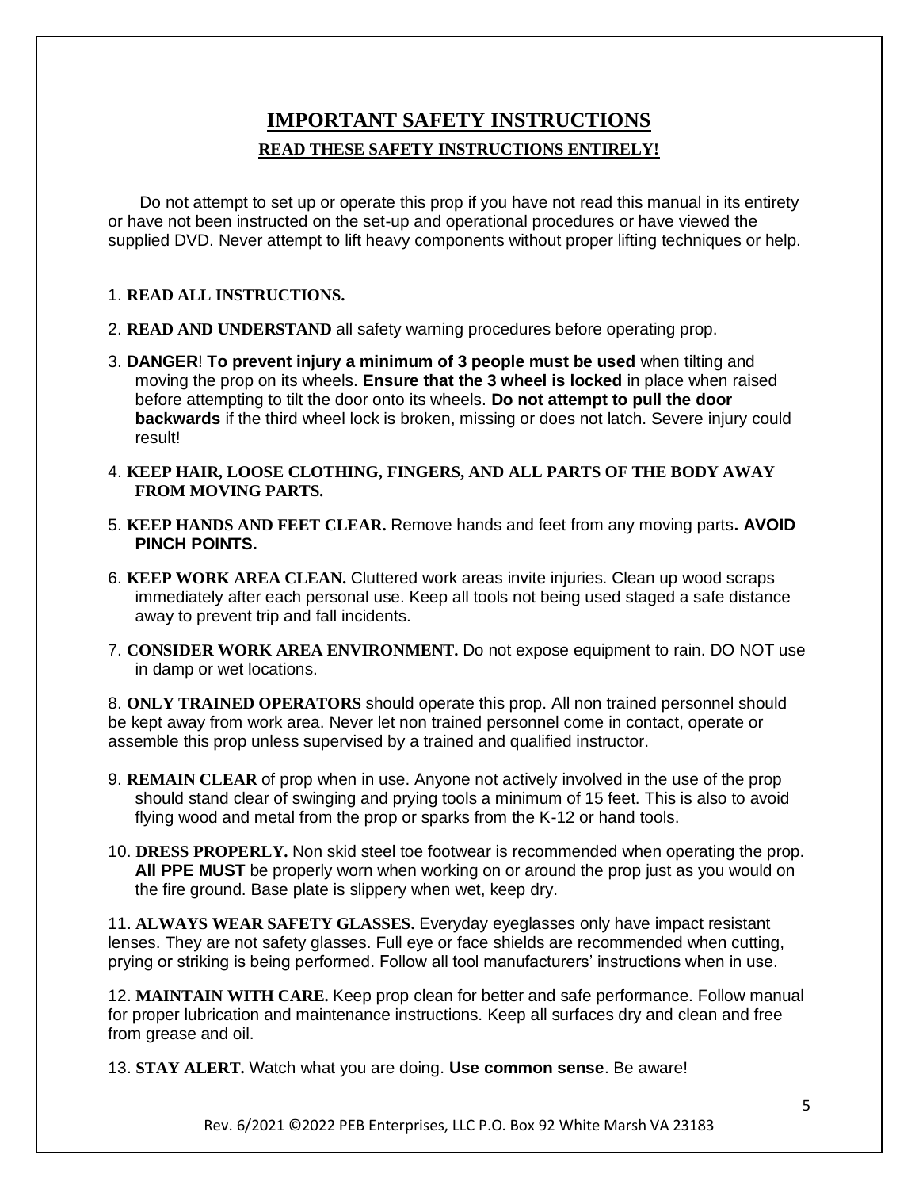# IMPORTANT SAFETY INSTRUCTIONS

## READ THESE SAFETY INSTRUCTIONS ENTIRELY!

Do not attempt to set up or operate this prop if you have not read this manual in its entirety or have not been instructed on the set-up and operational procedures or have viewed the supplied DVD. Never attempt to lift heavy components without proper lifting techniques or help.

1. **READ ALL INSTRUCTIONS.**

2. **READ AND UNDERSTAND** all safety warning procedures before operating prop.

3. **DANGER**! **To prevent injury a minimum of 3 people must be used** when tilting and moving the prop on its wheels. **Ensure that the 3 wheel is locked** in place when raised before attempting to tilt the door onto its wheels. **Do not attempt to pull the door backwards** if the third wheel lock is broken, missing or does not latch. Severe injury could result!

4. **KEEP HAIR, LOOSE CLOTHING, FINGERS, AND ALL PARTS OF THE BODY AWAY FROM MOVING PARTS.**

5. **KEEP HANDS AND FEET CLEAR.** Remove hands and feet from any moving parts**. AVOID PINCH POINTS.**

6. **KEEP WORK AREA CLEAN.** Cluttered work areas invite injuries. Clean up wood scraps immediately after each personal use. Keep all tools not being used staged a safe distance away to prevent trip and fall incidents.

7. **CONSIDER WORK AREA ENVIRONMENT.** Do not expose equipment to rain. DO NOT use in damp or wet locations.

8. **ONLY TRAINED OPERATORS** should operate this prop. All non trained personnel should be kept away from work area. Never let non trained personnel come in contact, operate or assemble this prop unless supervised by a trained and qualified instructor.

9. **REMAIN CLEAR** of prop when in use. Anyone not actively involved in the use of the prop should stand clear of swinging and prying tools a minimum of 15 feet. This is also to avoid flying wood and metal from the prop or sparks from the K-12 or hand tools.

10. **DRESS PROPERLY.** Non skid steel toe footwear is recommended when operating the prop. **All PPE MUST** be properly worn when working on or around the prop just as you would on the fire ground. Base plate is slippery when wet, keep dry.

11. **ALWAYS WEAR SAFETY GLASSES.** Everyday eyeglasses only have impact resistant lenses. They are not safety glasses. Full eye or face shields are recommended when cutting, prying or striking is being performed. Follow all tool manufacturers' instructions when in use.

12. **MAINTAIN WITH CARE.** Keep prop clean for better and safe performance. Follow manual for proper lubrication and maintenance instructions. Keep all surfaces dry and clean and free from grease and oil.

13. **STAY ALERT.** Watch what you are doing. **Use common sense**. Be aware!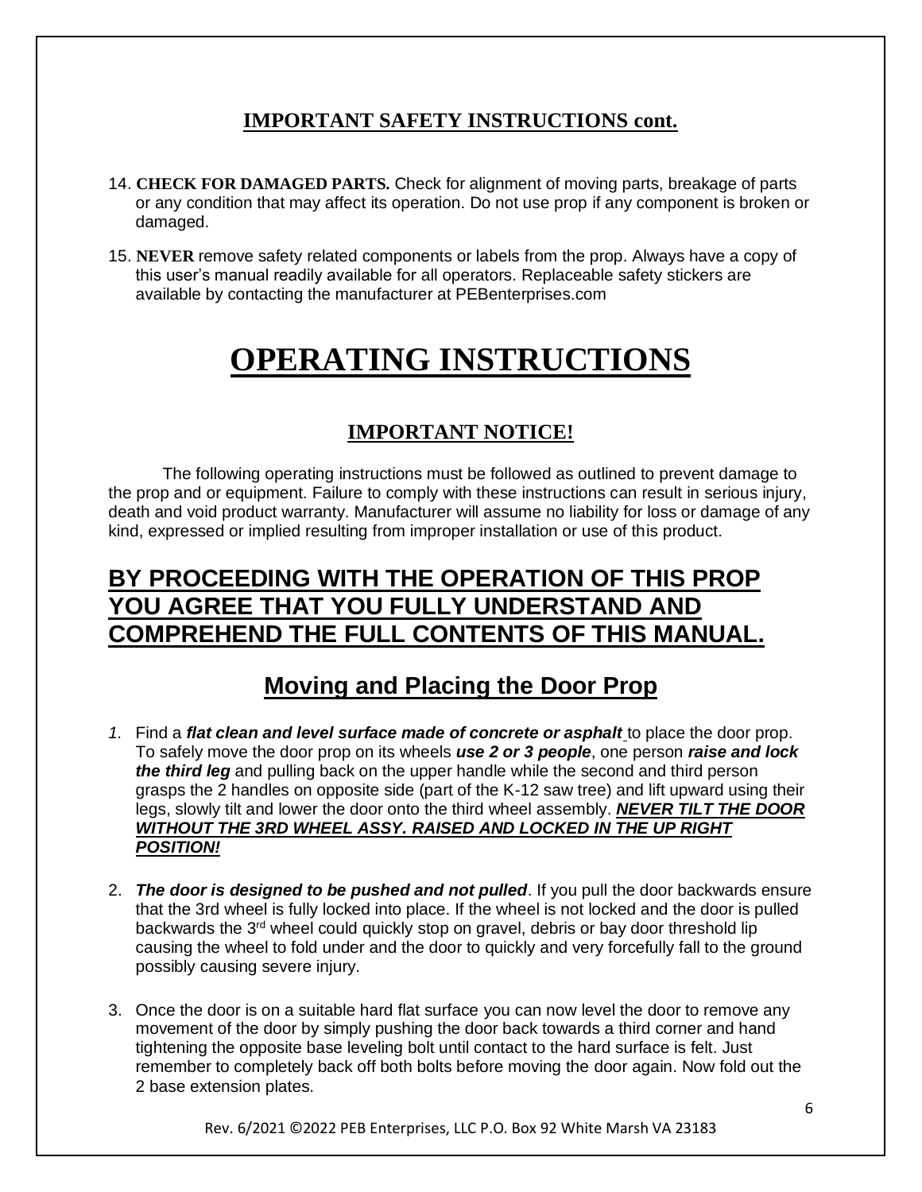## IMPORTANT SAFETY INSTRUCTIONS cont.

14. **CHECK FOR DAMAGED PARTS.** Check for alignment of moving parts, breakage of parts or any condition that may affect its operation. Do not use prop if any component is broken or damaged.

15. **NEVER** remove safety related components or labels from the prop. Always have a copy of this user's manual readily available for all operators. Replaceable safety stickers are available by contacting the manufacturer at PEBenterprises.com

# OPERATING INSTRUCTIONS

## IMPORTANT NOTICE!

The following operating instructions must be followed as outlined to prevent damage to the prop and or equipment. Failure to comply with these instructions can result in serious injury, death and void product warranty. Manufacturer will assume no liability for loss or damage of any kind, expressed or implied resulting from improper installation or use of this product.

## BY PROCEEDING WITH THE OPERATION OF THIS PROP YOU AGREE THAT YOU FULLY UNDERSTAND AND COMPREHEND THE FULL CONTENTS OF THIS MANUAL.

## Moving and Placing the Door Prop

1. Find a ***flat clean and level surface made of concrete or asphalt*** to place the door prop. To safely move the door prop on its wheels ***use 2 or 3 people***, one person ***raise and lock the third leg*** and pulling back on the upper handle while the second and third person grasps the 2 handles on opposite side (part of the K-12 saw tree) and lift upward using their legs, slowly tilt and lower the door onto the third wheel assembly. ***NEVER TILT THE DOOR WITHOUT THE 3RD WHEEL ASSY. RAISED AND LOCKED IN THE UP RIGHT POSITION!***

2. ***The door is designed to be pushed and not pulled***. If you pull the door backwards ensure that the 3rd wheel is fully locked into place. If the wheel is not locked and the door is pulled backwards the 3rd wheel could quickly stop on gravel, debris or bay door threshold lip causing the wheel to fold under and the door to quickly and very forcefully fall to the ground possibly causing severe injury.

3. Once the door is on a suitable hard flat surface you can now level the door to remove any movement of the door by simply pushing the door back towards a third corner and hand tightening the opposite base leveling bolt until contact to the hard surface is felt. Just remember to completely back off both bolts before moving the door again. Now fold out the 2 base extension plates.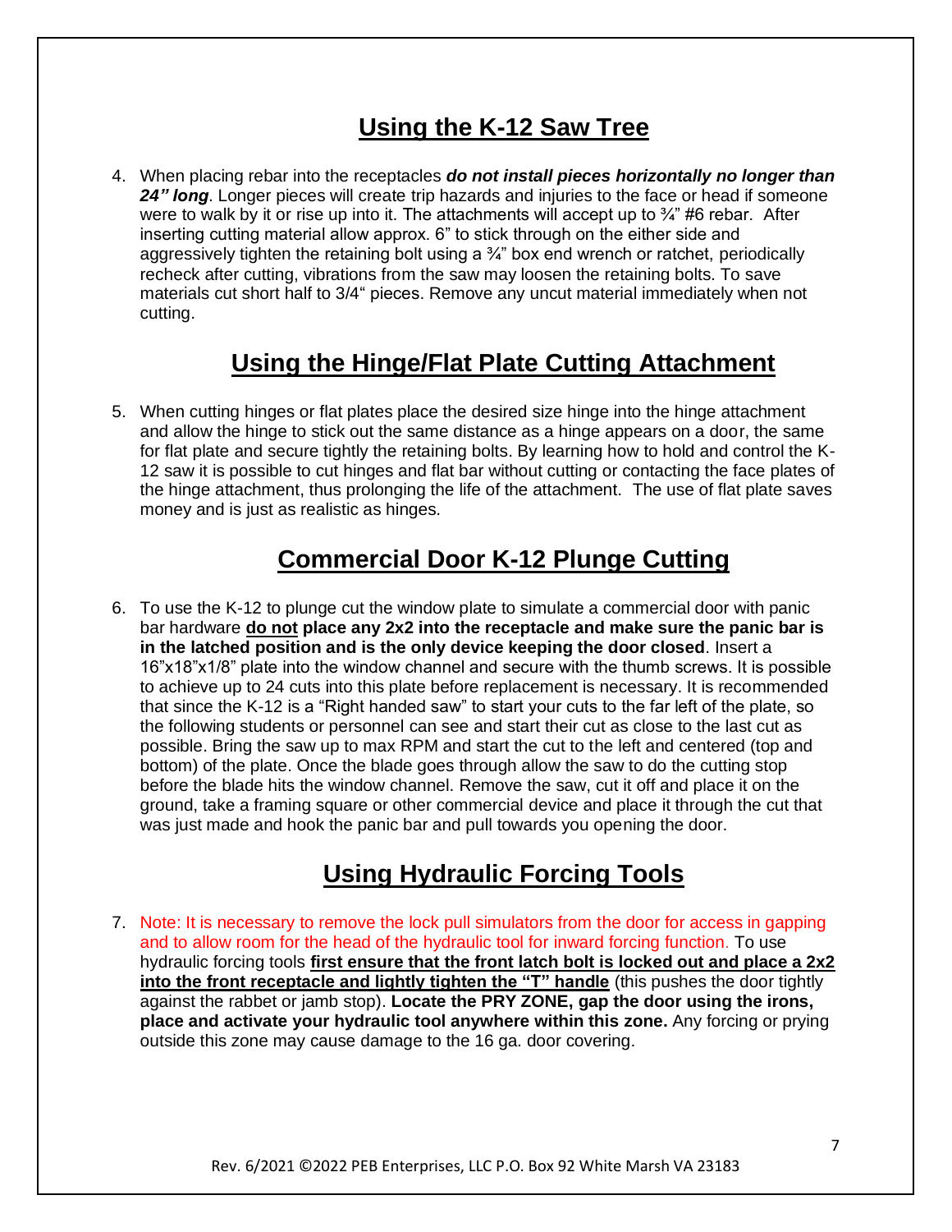## Using the K-12 Saw Tree

4. When placing rebar into the receptacles ***do not install pieces horizontally no longer than 24" long***. Longer pieces will create trip hazards and injuries to the face or head if someone were to walk by it or rise up into it. The attachments will accept up to ¾" #6 rebar. After inserting cutting material allow approx. 6" to stick through on the either side and aggressively tighten the retaining bolt using a ¾" box end wrench or ratchet, periodically recheck after cutting, vibrations from the saw may loosen the retaining bolts. To save materials cut short half to 3/4" pieces. Remove any uncut material immediately when not cutting.

## Using the Hinge/Flat Plate Cutting Attachment

5. When cutting hinges or flat plates place the desired size hinge into the hinge attachment and allow the hinge to stick out the same distance as a hinge appears on a door, the same for flat plate and secure tightly the retaining bolts. By learning how to hold and control the K-12 saw it is possible to cut hinges and flat bar without cutting or contacting the face plates of the hinge attachment, thus prolonging the life of the attachment. The use of flat plate saves money and is just as realistic as hinges.

## Commercial Door K-12 Plunge Cutting

6. To use the K-12 to plunge cut the window plate to simulate a commercial door with panic bar hardware **<u>do not</u> place any 2x2 into the receptacle and make sure the panic bar is in the latched position and is the only device keeping the door closed**. Insert a 16"x18"x1/8" plate into the window channel and secure with the thumb screws. It is possible to achieve up to 24 cuts into this plate before replacement is necessary. It is recommended that since the K-12 is a "Right handed saw" to start your cuts to the far left of the plate, so the following students or personnel can see and start their cut as close to the last cut as possible. Bring the saw up to max RPM and start the cut to the left and centered (top and bottom) of the plate. Once the blade goes through allow the saw to do the cutting stop before the blade hits the window channel. Remove the saw, cut it off and place it on the ground, take a framing square or other commercial device and place it through the cut that was just made and hook the panic bar and pull towards you opening the door.

## Using Hydraulic Forcing Tools

7. Note: It is necessary to remove the lock pull simulators from the door for access in gapping and to allow room for the head of the hydraulic tool for inward forcing function. To use hydraulic forcing tools **<u>first ensure that the front latch bolt is locked out and place a 2x2 into the front receptacle and lightly tighten the "T" handle</u>** (this pushes the door tightly against the rabbet or jamb stop). **Locate the PRY ZONE, gap the door using the irons, place and activate your hydraulic tool anywhere within this zone.** Any forcing or prying outside this zone may cause damage to the 16 ga. door covering.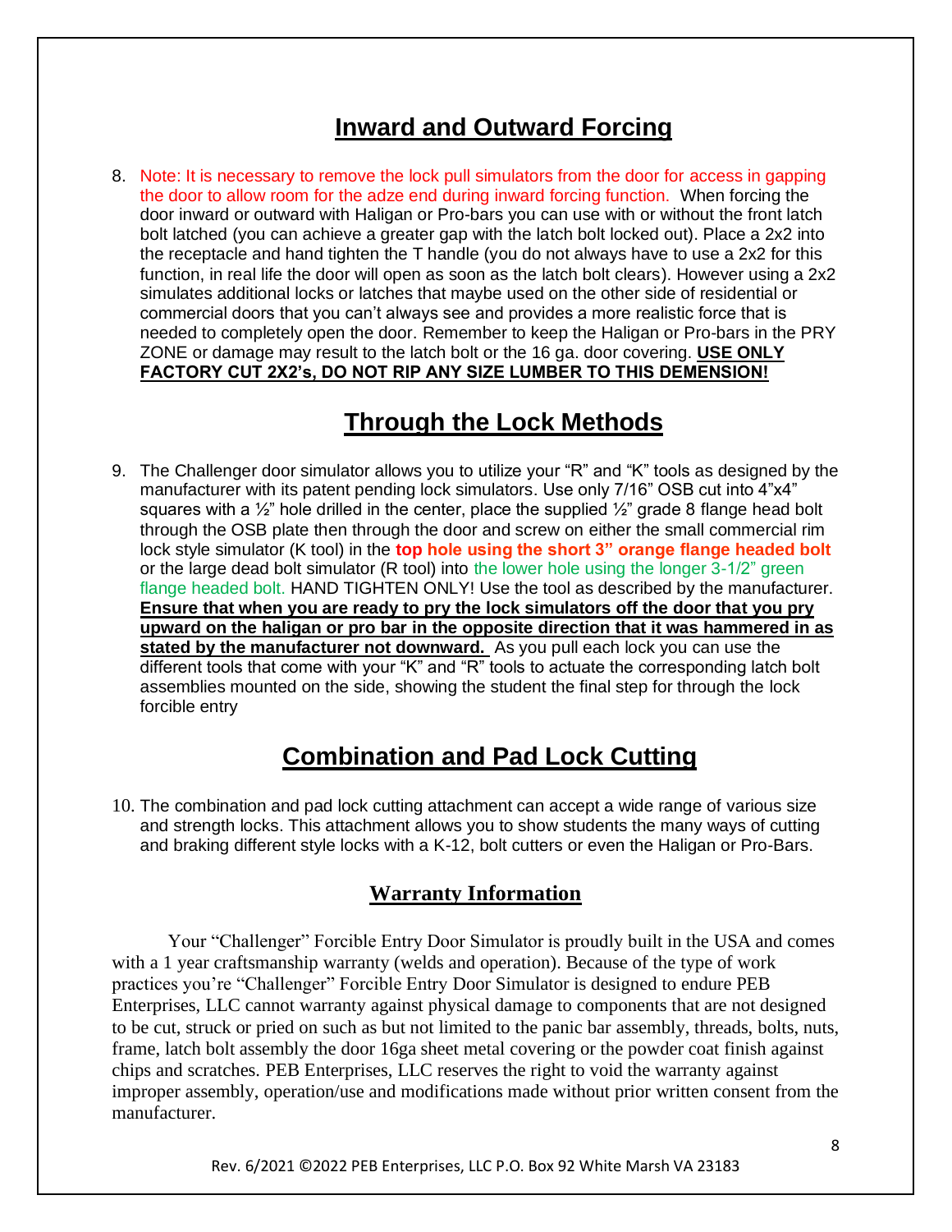## Inward and Outward Forcing

8. Note: It is necessary to remove the lock pull simulators from the door for access in gapping the door to allow room for the adze end during inward forcing function. When forcing the door inward or outward with Haligan or Pro-bars you can use with or without the front latch bolt latched (you can achieve a greater gap with the latch bolt locked out). Place a 2x2 into the receptacle and hand tighten the T handle (you do not always have to use a 2x2 for this function, in real life the door will open as soon as the latch bolt clears). However using a 2x2 simulates additional locks or latches that maybe used on the other side of residential or commercial doors that you can't always see and provides a more realistic force that is needed to completely open the door. Remember to keep the Haligan or Pro-bars in the PRY ZONE or damage may result to the latch bolt or the 16 ga. door covering. **USE ONLY FACTORY CUT 2X2's, DO NOT RIP ANY SIZE LUMBER TO THIS DEMENSION!**

## Through the Lock Methods

9. The Challenger door simulator allows you to utilize your "R" and "K" tools as designed by the manufacturer with its patent pending lock simulators. Use only 7/16" OSB cut into 4"x4" squares with a ½" hole drilled in the center, place the supplied ½" grade 8 flange head bolt through the OSB plate then through the door and screw on either the small commercial rim lock style simulator (K tool) in the **top hole using the short 3" orange flange headed bolt** or the large dead bolt simulator (R tool) into the lower hole using the longer 3-1/2" green flange headed bolt. HAND TIGHTEN ONLY! Use the tool as described by the manufacturer. **Ensure that when you are ready to pry the lock simulators off the door that you pry upward on the haligan or pro bar in the opposite direction that it was hammered in as stated by the manufacturer not downward.** As you pull each lock you can use the different tools that come with your "K" and "R" tools to actuate the corresponding latch bolt assemblies mounted on the side, showing the student the final step for through the lock forcible entry

## Combination and Pad Lock Cutting

10. The combination and pad lock cutting attachment can accept a wide range of various size and strength locks. This attachment allows you to show students the many ways of cutting and braking different style locks with a K-12, bolt cutters or even the Haligan or Pro-Bars.

### Warranty Information

Your "Challenger" Forcible Entry Door Simulator is proudly built in the USA and comes with a 1 year craftsmanship warranty (welds and operation). Because of the type of work practices you're "Challenger" Forcible Entry Door Simulator is designed to endure PEB Enterprises, LLC cannot warranty against physical damage to components that are not designed to be cut, struck or pried on such as but not limited to the panic bar assembly, threads, bolts, nuts, frame, latch bolt assembly the door 16ga sheet metal covering or the powder coat finish against chips and scratches. PEB Enterprises, LLC reserves the right to void the warranty against improper assembly, operation/use and modifications made without prior written consent from the manufacturer.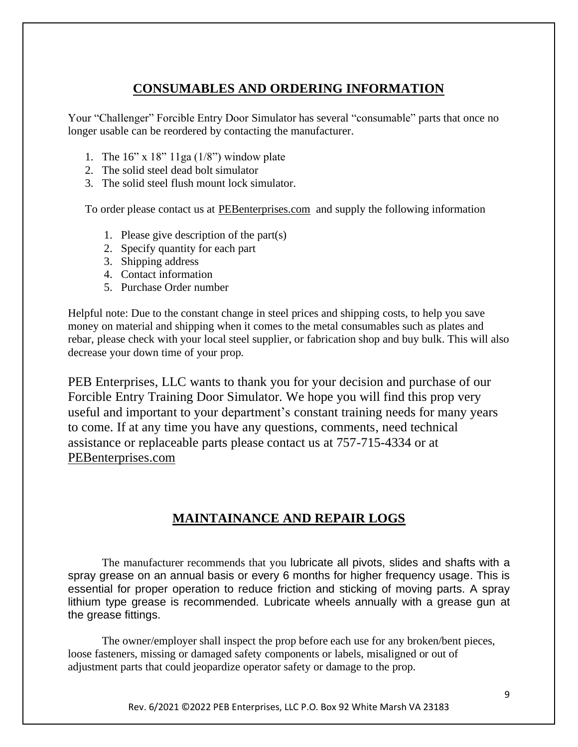## CONSUMABLES AND ORDERING INFORMATION

Your "Challenger" Forcible Entry Door Simulator has several "consumable" parts that once no longer usable can be reordered by contacting the manufacturer.

1. The 16" x 18" 11ga (1/8") window plate
2. The solid steel dead bolt simulator
3. The solid steel flush mount lock simulator.

To order please contact us at PEBenterprises.com and supply the following information

1. Please give description of the part(s)
2. Specify quantity for each part
3. Shipping address
4. Contact information
5. Purchase Order number

Helpful note: Due to the constant change in steel prices and shipping costs, to help you save money on material and shipping when it comes to the metal consumables such as plates and rebar, please check with your local steel supplier, or fabrication shop and buy bulk. This will also decrease your down time of your prop.

PEB Enterprises, LLC wants to thank you for your decision and purchase of our Forcible Entry Training Door Simulator. We hope you will find this prop very useful and important to your department's constant training needs for many years to come. If at any time you have any questions, comments, need technical assistance or replaceable parts please contact us at 757-715-4334 or at PEBenterprises.com

## MAINTAINANCE AND REPAIR LOGS

The manufacturer recommends that you lubricate all pivots, slides and shafts with a spray grease on an annual basis or every 6 months for higher frequency usage. This is essential for proper operation to reduce friction and sticking of moving parts. A spray lithium type grease is recommended. Lubricate wheels annually with a grease gun at the grease fittings.

The owner/employer shall inspect the prop before each use for any broken/bent pieces, loose fasteners, missing or damaged safety components or labels, misaligned or out of adjustment parts that could jeopardize operator safety or damage to the prop.

Rev. 6/2021 ©2022 PEB Enterprises, LLC P.O. Box 92 White Marsh VA 23183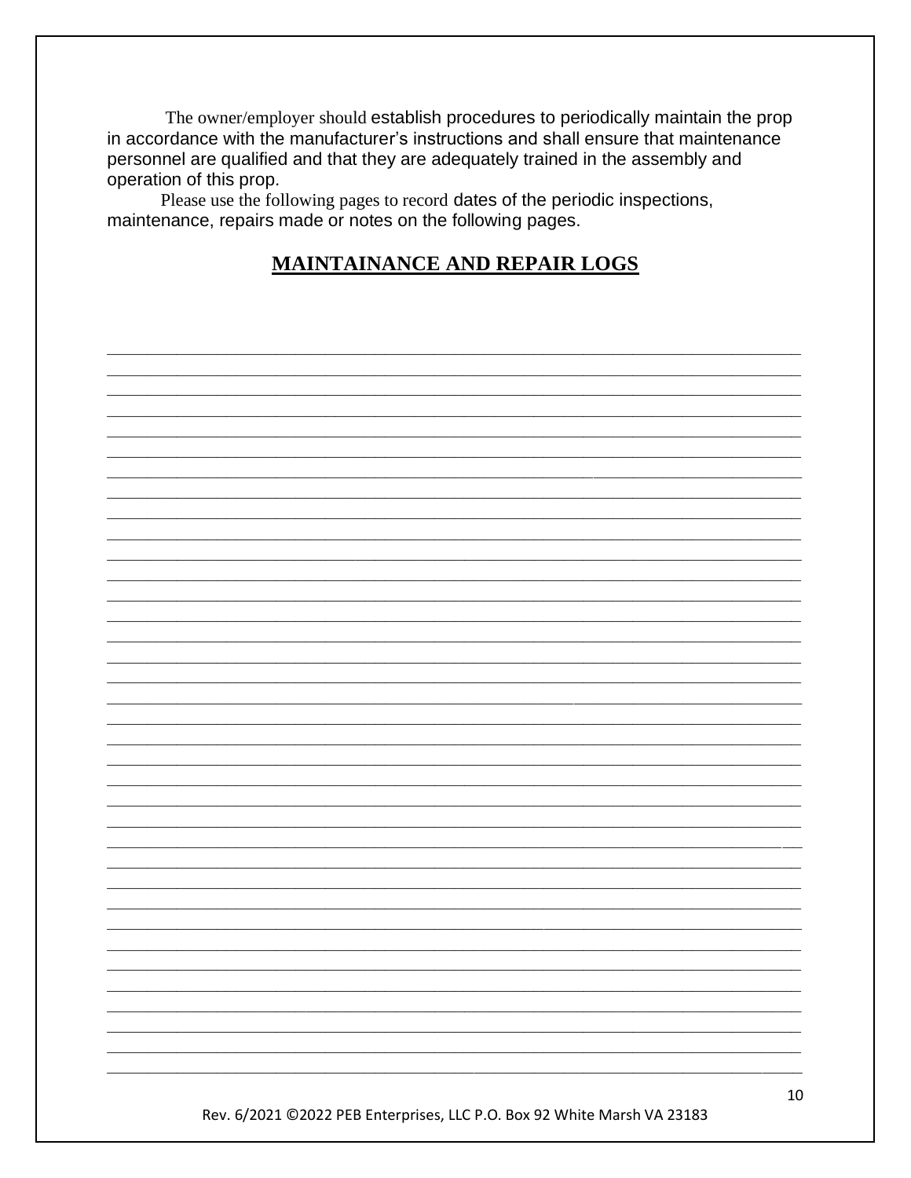The owner/employer should establish procedures to periodically maintain the prop in accordance with the manufacturer's instructions and shall ensure that maintenance personnel are qualified and that they are adequately trained in the assembly and operation of this prop.

Please use the following pages to record dates of the periodic inspections, maintenance, repairs made or notes on the following pages.

## **MAINTAINANCE AND REPAIR LOGS**

______________________________________________________________________________
______________________________________________________________________________
______________________________________________________________________________
______________________________________________________________________________
______________________________________________________________________________
______________________________________________________________________________
______________________________________________________________________________
______________________________________________________________________________
______________________________________________________________________________
______________________________________________________________________________
______________________________________________________________________________
______________________________________________________________________________
______________________________________________________________________________
______________________________________________________________________________
______________________________________________________________________________
______________________________________________________________________________
______________________________________________________________________________
______________________________________________________________________________
______________________________________________________________________________
______________________________________________________________________________
______________________________________________________________________________
______________________________________________________________________________
______________________________________________________________________________
______________________________________________________________________________
______________________________________________________________________________
______________________________________________________________________________
______________________________________________________________________________
______________________________________________________________________________
______________________________________________________________________________
______________________________________________________________________________
______________________________________________________________________________
______________________________________________________________________________
______________________________________________________________________________
______________________________________________________________________________
______________________________________________________________________________
______________________________________________________________________________

Rev. 6/2021 ©2022 PEB Enterprises, LLC P.O. Box 92 White Marsh VA 23183